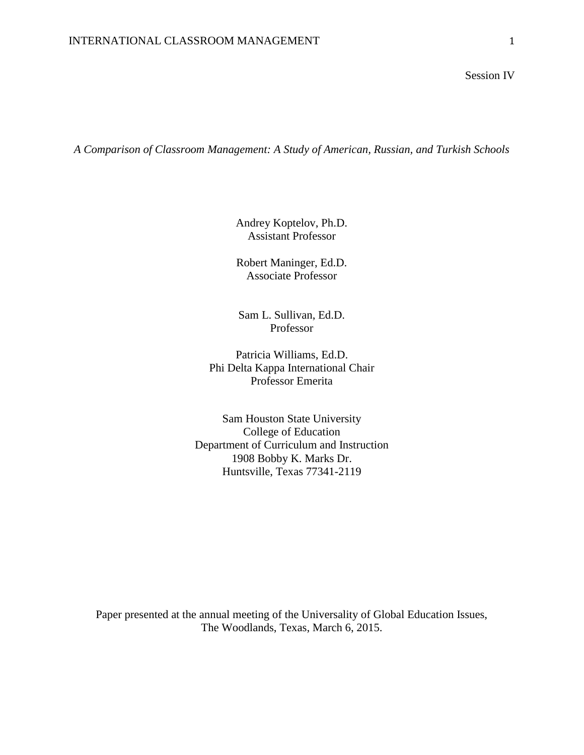Session IV

*A Comparison of Classroom Management: A Study of American, Russian, and Turkish Schools*

Andrey Koptelov, Ph.D.
Assistant Professor

Robert Maninger, Ed.D.
Associate Professor

Sam L. Sullivan, Ed.D.
Professor

Patricia Williams, Ed.D.
Phi Delta Kappa International Chair
Professor Emerita

Sam Houston State University
College of Education
Department of Curriculum and Instruction
1908 Bobby K. Marks Dr.
Huntsville, Texas 77341-2119

Paper presented at the annual meeting of the Universality of Global Education Issues, The Woodlands, Texas, March 6, 2015.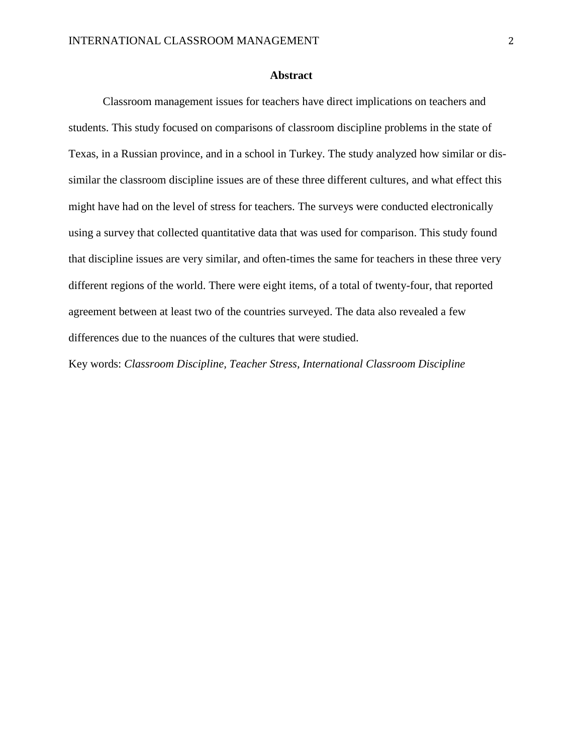## Abstract

Classroom management issues for teachers have direct implications on teachers and students. This study focused on comparisons of classroom discipline problems in the state of Texas, in a Russian province, and in a school in Turkey. The study analyzed how similar or dis-similar the classroom discipline issues are of these three different cultures, and what effect this might have had on the level of stress for teachers. The surveys were conducted electronically using a survey that collected quantitative data that was used for comparison. This study found that discipline issues are very similar, and often-times the same for teachers in these three very different regions of the world. There were eight items, of a total of twenty-four, that reported agreement between at least two of the countries surveyed. The data also revealed a few differences due to the nuances of the cultures that were studied.

Key words: *Classroom Discipline, Teacher Stress, International Classroom Discipline*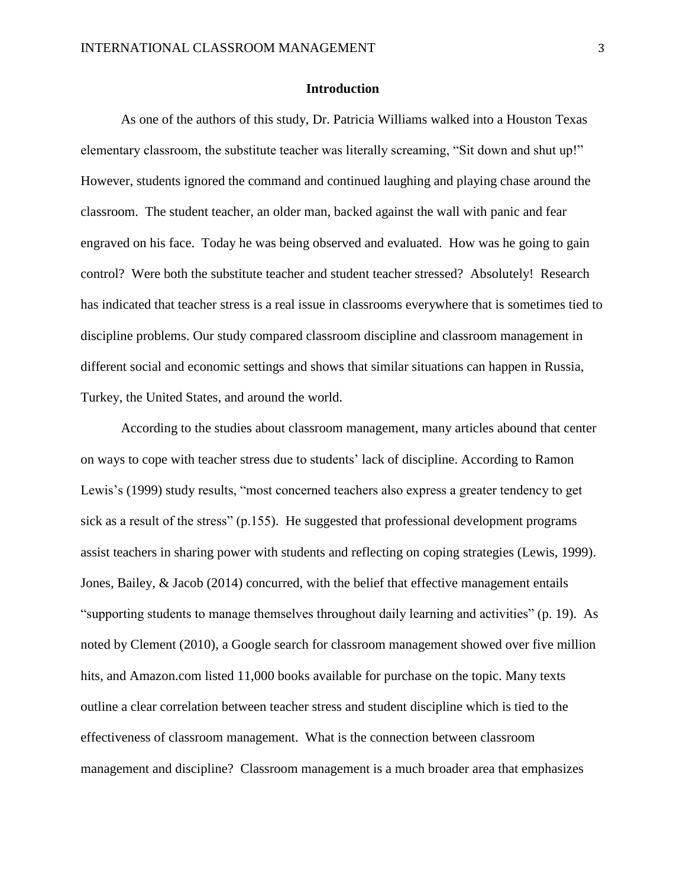## Introduction

As one of the authors of this study, Dr. Patricia Williams walked into a Houston Texas elementary classroom, the substitute teacher was literally screaming, "Sit down and shut up!" However, students ignored the command and continued laughing and playing chase around the classroom. The student teacher, an older man, backed against the wall with panic and fear engraved on his face. Today he was being observed and evaluated. How was he going to gain control? Were both the substitute teacher and student teacher stressed? Absolutely! Research has indicated that teacher stress is a real issue in classrooms everywhere that is sometimes tied to discipline problems. Our study compared classroom discipline and classroom management in different social and economic settings and shows that similar situations can happen in Russia, Turkey, the United States, and around the world.

According to the studies about classroom management, many articles abound that center on ways to cope with teacher stress due to students' lack of discipline. According to Ramon Lewis's (1999) study results, "most concerned teachers also express a greater tendency to get sick as a result of the stress" (p.155). He suggested that professional development programs assist teachers in sharing power with students and reflecting on coping strategies (Lewis, 1999). Jones, Bailey, & Jacob (2014) concurred, with the belief that effective management entails "supporting students to manage themselves throughout daily learning and activities" (p. 19). As noted by Clement (2010), a Google search for classroom management showed over five million hits, and Amazon.com listed 11,000 books available for purchase on the topic. Many texts outline a clear correlation between teacher stress and student discipline which is tied to the effectiveness of classroom management. What is the connection between classroom management and discipline? Classroom management is a much broader area that emphasizes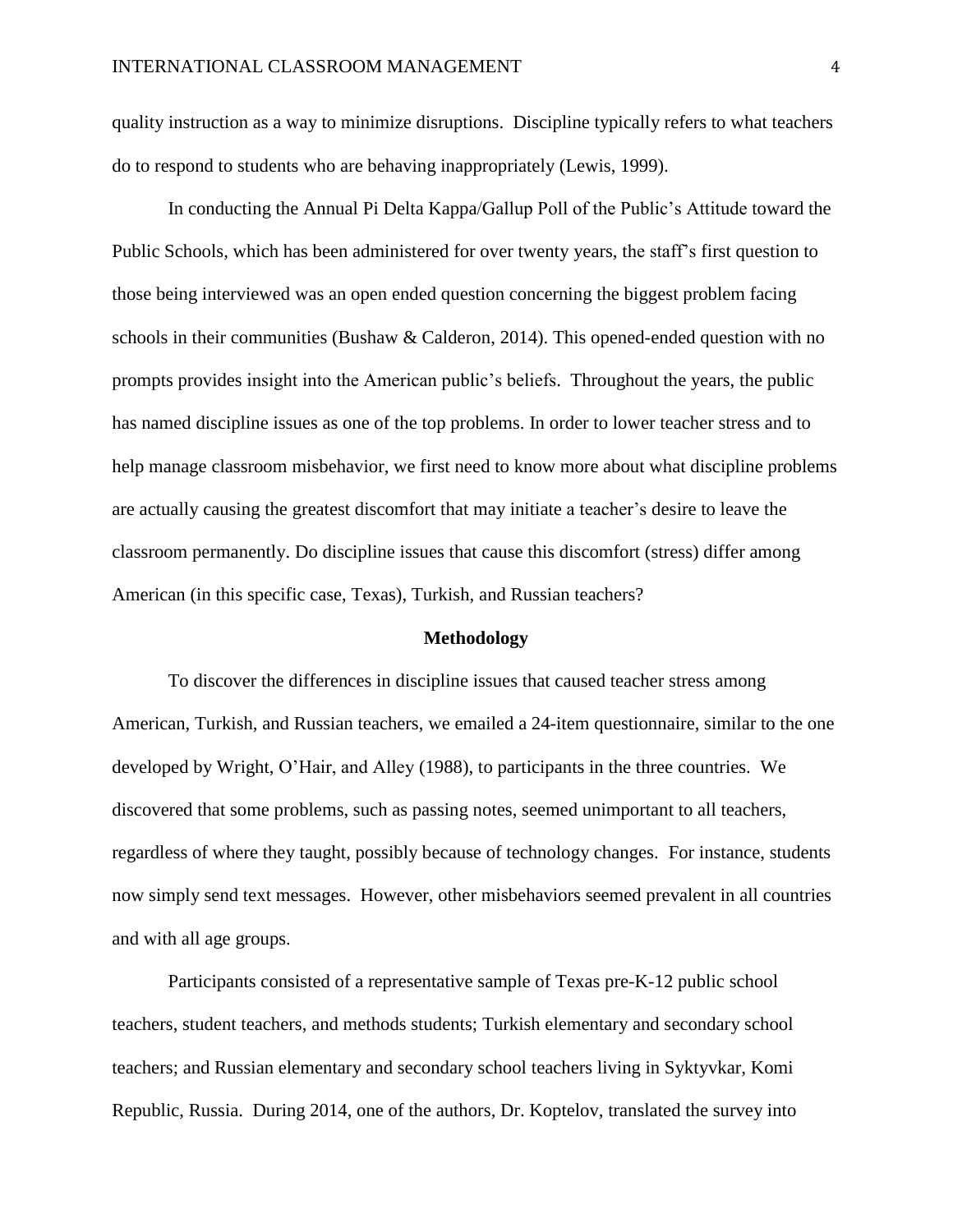quality instruction as a way to minimize disruptions. Discipline typically refers to what teachers do to respond to students who are behaving inappropriately (Lewis, 1999).

In conducting the Annual Pi Delta Kappa/Gallup Poll of the Public's Attitude toward the Public Schools, which has been administered for over twenty years, the staff's first question to those being interviewed was an open ended question concerning the biggest problem facing schools in their communities (Bushaw & Calderon, 2014). This opened-ended question with no prompts provides insight into the American public's beliefs. Throughout the years, the public has named discipline issues as one of the top problems. In order to lower teacher stress and to help manage classroom misbehavior, we first need to know more about what discipline problems are actually causing the greatest discomfort that may initiate a teacher's desire to leave the classroom permanently. Do discipline issues that cause this discomfort (stress) differ among American (in this specific case, Texas), Turkish, and Russian teachers?

## Methodology

To discover the differences in discipline issues that caused teacher stress among American, Turkish, and Russian teachers, we emailed a 24-item questionnaire, similar to the one developed by Wright, O'Hair, and Alley (1988), to participants in the three countries. We discovered that some problems, such as passing notes, seemed unimportant to all teachers, regardless of where they taught, possibly because of technology changes. For instance, students now simply send text messages. However, other misbehaviors seemed prevalent in all countries and with all age groups.

Participants consisted of a representative sample of Texas pre-K-12 public school teachers, student teachers, and methods students; Turkish elementary and secondary school teachers; and Russian elementary and secondary school teachers living in Syktyvkar, Komi Republic, Russia. During 2014, one of the authors, Dr. Koptelov, translated the survey into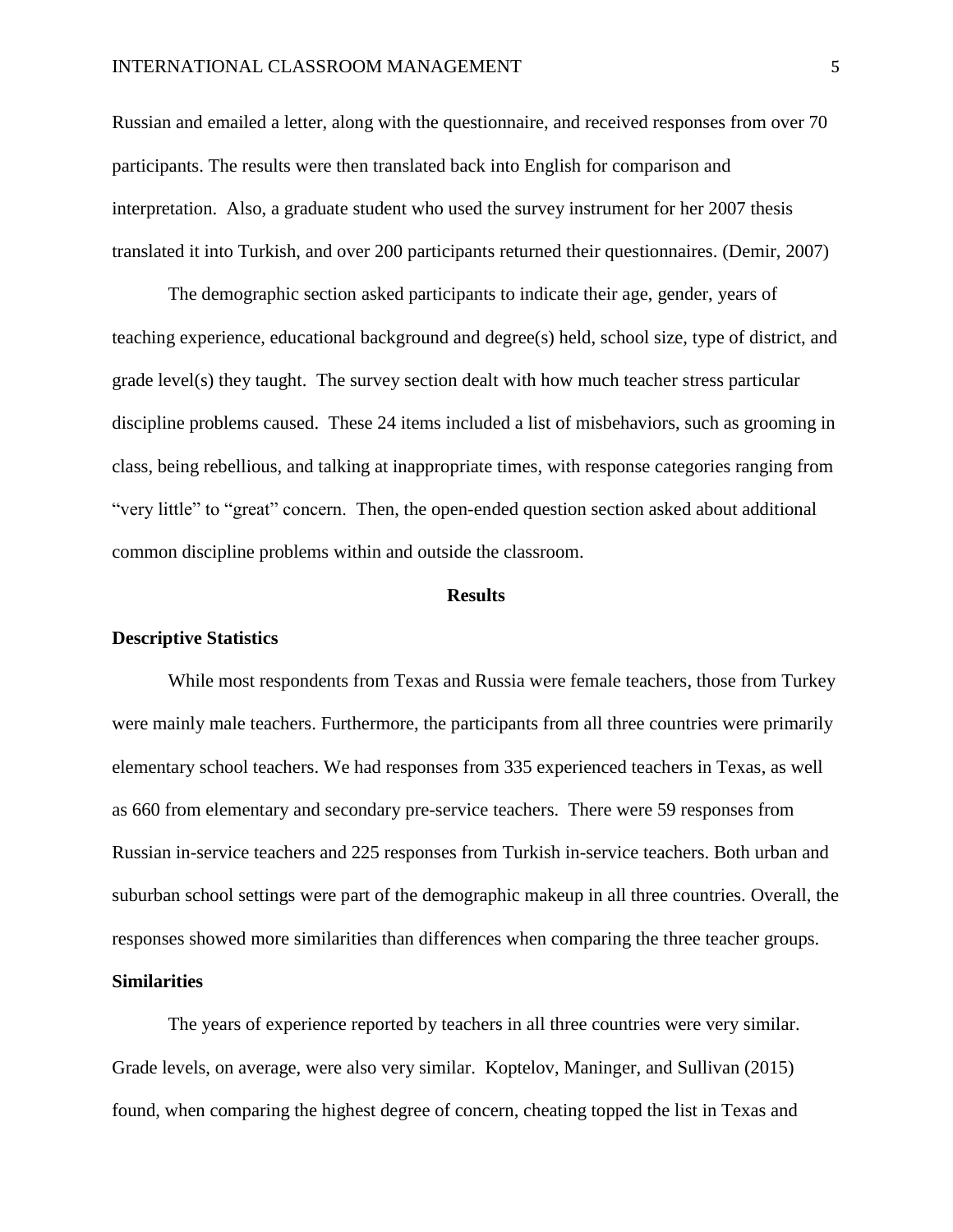Russian and emailed a letter, along with the questionnaire, and received responses from over 70 participants. The results were then translated back into English for comparison and interpretation. Also, a graduate student who used the survey instrument for her 2007 thesis translated it into Turkish, and over 200 participants returned their questionnaires. (Demir, 2007)

The demographic section asked participants to indicate their age, gender, years of teaching experience, educational background and degree(s) held, school size, type of district, and grade level(s) they taught. The survey section dealt with how much teacher stress particular discipline problems caused. These 24 items included a list of misbehaviors, such as grooming in class, being rebellious, and talking at inappropriate times, with response categories ranging from "very little" to "great" concern. Then, the open-ended question section asked about additional common discipline problems within and outside the classroom.

## Results

### Descriptive Statistics

While most respondents from Texas and Russia were female teachers, those from Turkey were mainly male teachers. Furthermore, the participants from all three countries were primarily elementary school teachers. We had responses from 335 experienced teachers in Texas, as well as 660 from elementary and secondary pre-service teachers. There were 59 responses from Russian in-service teachers and 225 responses from Turkish in-service teachers. Both urban and suburban school settings were part of the demographic makeup in all three countries. Overall, the responses showed more similarities than differences when comparing the three teacher groups.

### Similarities

The years of experience reported by teachers in all three countries were very similar. Grade levels, on average, were also very similar. Koptelov, Maninger, and Sullivan (2015) found, when comparing the highest degree of concern, cheating topped the list in Texas and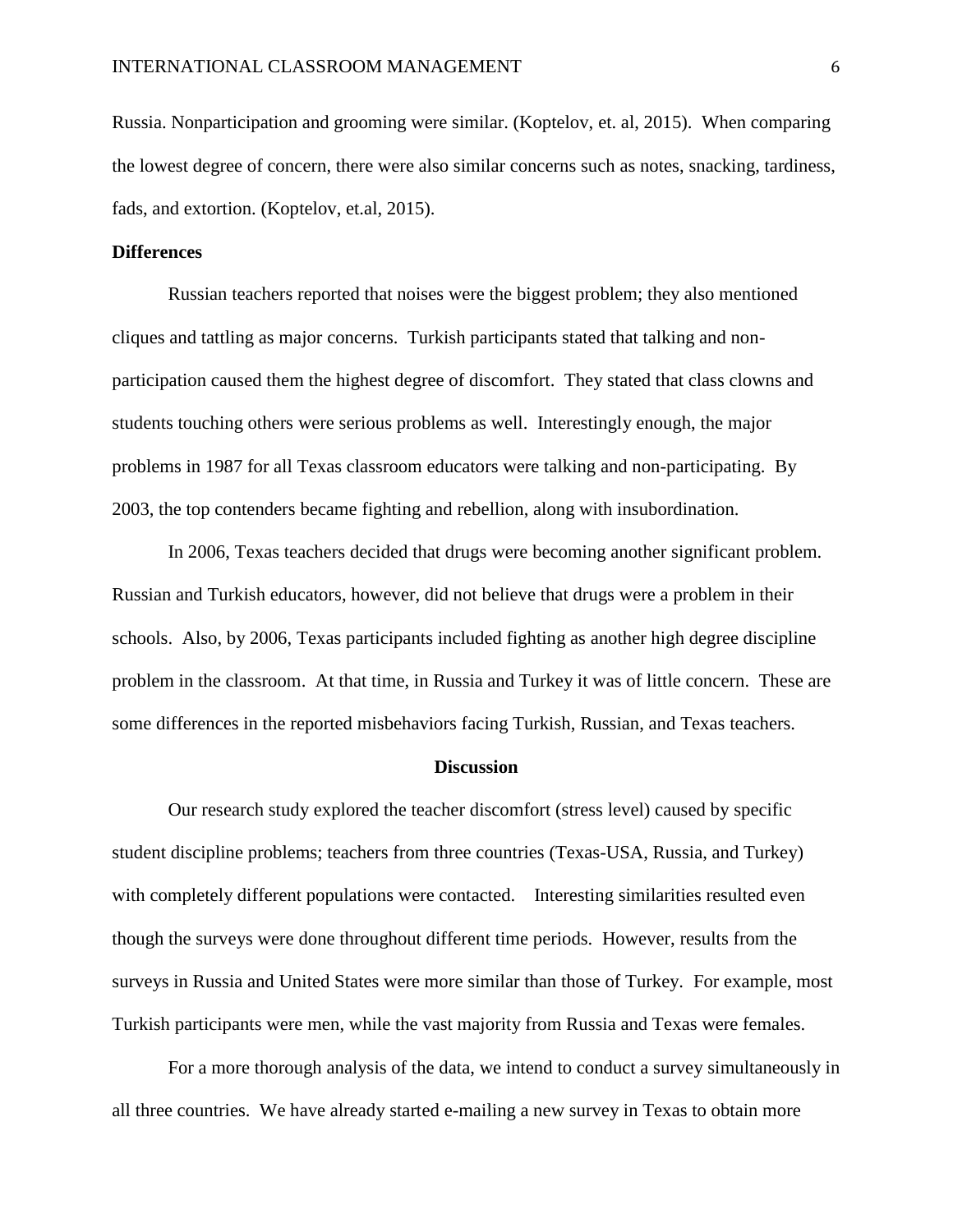Russia. Nonparticipation and grooming were similar. (Koptelov, et. al, 2015). When comparing the lowest degree of concern, there were also similar concerns such as notes, snacking, tardiness, fads, and extortion. (Koptelov, et.al, 2015).

### Differences

Russian teachers reported that noises were the biggest problem; they also mentioned cliques and tattling as major concerns. Turkish participants stated that talking and non-participation caused them the highest degree of discomfort. They stated that class clowns and students touching others were serious problems as well. Interestingly enough, the major problems in 1987 for all Texas classroom educators were talking and non-participating. By 2003, the top contenders became fighting and rebellion, along with insubordination.

In 2006, Texas teachers decided that drugs were becoming another significant problem. Russian and Turkish educators, however, did not believe that drugs were a problem in their schools. Also, by 2006, Texas participants included fighting as another high degree discipline problem in the classroom. At that time, in Russia and Turkey it was of little concern. These are some differences in the reported misbehaviors facing Turkish, Russian, and Texas teachers.

## Discussion

Our research study explored the teacher discomfort (stress level) caused by specific student discipline problems; teachers from three countries (Texas-USA, Russia, and Turkey) with completely different populations were contacted. Interesting similarities resulted even though the surveys were done throughout different time periods. However, results from the surveys in Russia and United States were more similar than those of Turkey. For example, most Turkish participants were men, while the vast majority from Russia and Texas were females.

For a more thorough analysis of the data, we intend to conduct a survey simultaneously in all three countries. We have already started e-mailing a new survey in Texas to obtain more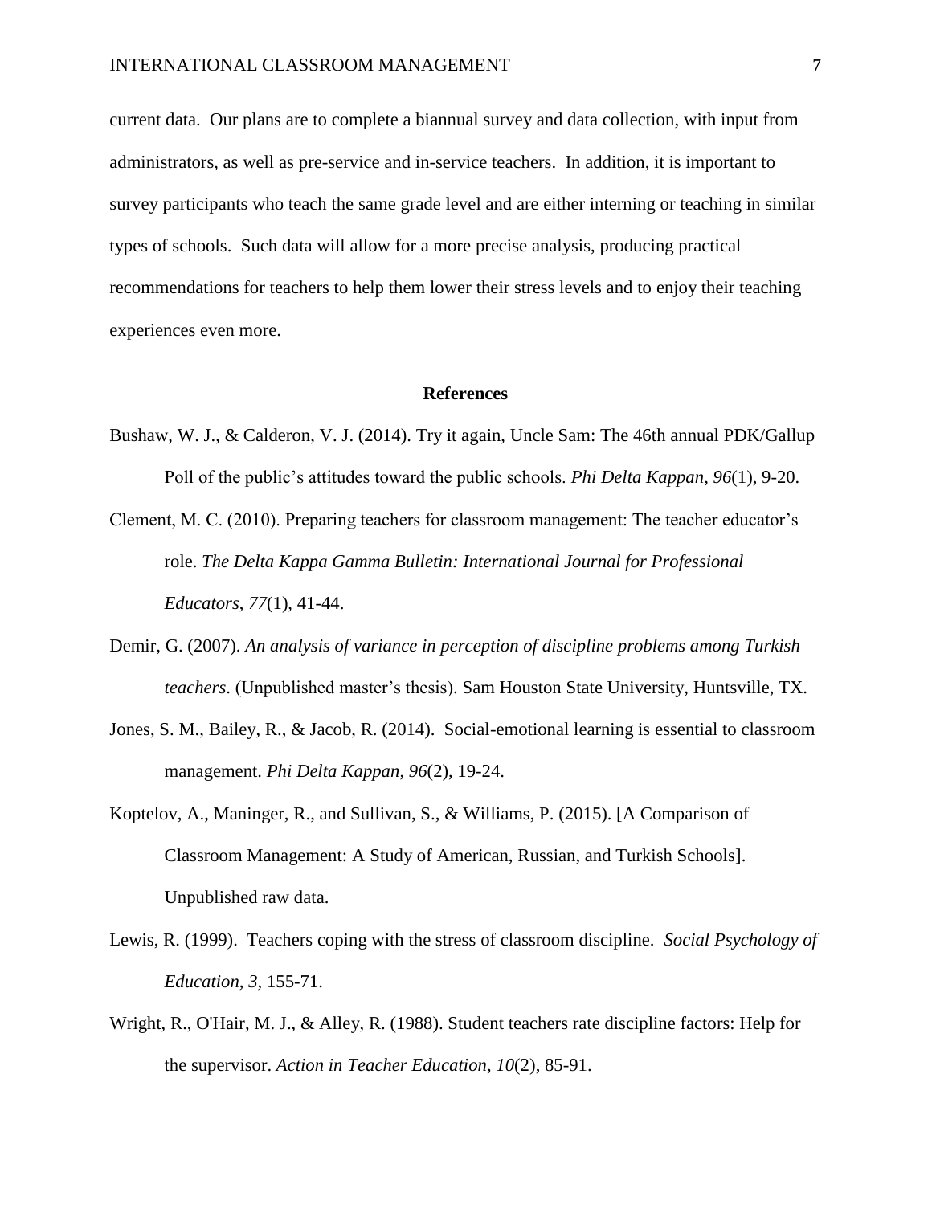current data. Our plans are to complete a biannual survey and data collection, with input from administrators, as well as pre-service and in-service teachers. In addition, it is important to survey participants who teach the same grade level and are either interning or teaching in similar types of schools. Such data will allow for a more precise analysis, producing practical recommendations for teachers to help them lower their stress levels and to enjoy their teaching experiences even more.

## References

Bushaw, W. J., & Calderon, V. J. (2014). Try it again, Uncle Sam: The 46th annual PDK/Gallup Poll of the public's attitudes toward the public schools. *Phi Delta Kappan*, *96*(1), 9-20.

Clement, M. C. (2010). Preparing teachers for classroom management: The teacher educator's role. *The Delta Kappa Gamma Bulletin: International Journal for Professional Educators*, *77*(1), 41-44.

Demir, G. (2007). *An analysis of variance in perception of discipline problems among Turkish teachers*. (Unpublished master's thesis). Sam Houston State University, Huntsville, TX.

Jones, S. M., Bailey, R., & Jacob, R. (2014). Social-emotional learning is essential to classroom management. *Phi Delta Kappan*, *96*(2), 19-24.

Koptelov, A., Maninger, R., and Sullivan, S., & Williams, P. (2015). [A Comparison of Classroom Management: A Study of American, Russian, and Turkish Schools]. Unpublished raw data.

Lewis, R. (1999). Teachers coping with the stress of classroom discipline. *Social Psychology of Education*, *3*, 155-71.

Wright, R., O'Hair, M. J., & Alley, R. (1988). Student teachers rate discipline factors: Help for the supervisor. *Action in Teacher Education*, *10*(2), 85-91.